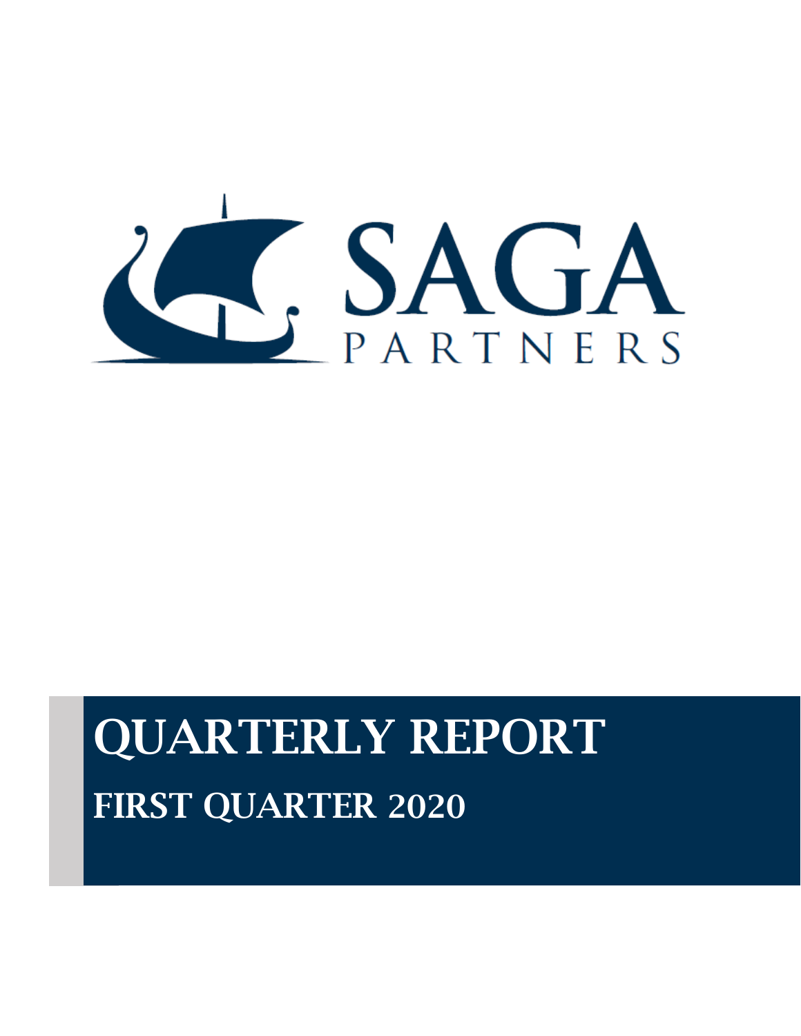SAGA

PARTNERS

# QUARTERLY REPORT

## FIRST QUARTER 2020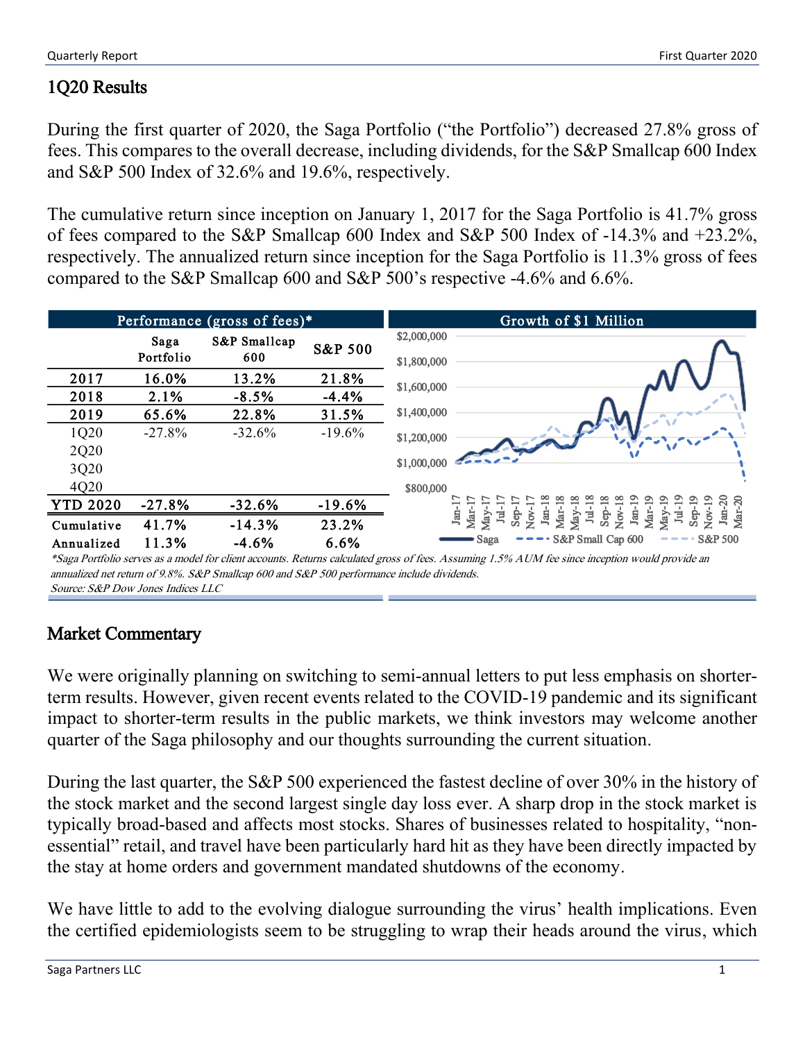## 1Q20 Results

During the first quarter of 2020, the Saga Portfolio ("the Portfolio") decreased 27.8% gross of fees. This compares to the overall decrease, including dividends, for the S&P Smallcap 600 Index and S&P 500 Index of 32.6% and 19.6%, respectively.

The cumulative return since inception on January 1, 2017 for the Saga Portfolio is 41.7% gross of fees compared to the S&P Smallcap 600 Index and S&P 500 Index of -14.3% and +23.2%, respectively. The annualized return since inception for the Saga Portfolio is 11.3% gross of fees compared to the S&P Smallcap 600 and S&P 500's respective -4.6% and 6.6%.

**Performance (gross of fees)***

| | Saga Portfolio | S&P Smallcap 600 | S&P 500 |
|---|---|---|---|
| **2017** | **16.0%** | **13.2%** | **21.8%** |
| **2018** | **2.1%** | **-8.5%** | **-4.4%** |
| **2019** | **65.6%** | **22.8%** | **31.5%** |
| 1Q20 | -27.8% | -32.6% | -19.6% |
| 2Q20 | | | |
| 3Q20 | | | |
| 4Q20 | | | |
| **YTD 2020** | **-27.8%** | **-32.6%** | **-19.6%** |
| **Cumulative** | **41.7%** | **-14.3%** | **23.2%** |
| **Annualized** | **11.3%** | **-4.6%** | **6.6%** |

**Growth of $1 Million**

*Saga Portfolio serves as a model for client accounts. Returns calculated gross of fees. Assuming 1.5% AUM fee since inception would provide an annualized net return of 9.8%. S&P Smallcap 600 and S&P 500 performance include dividends.*
*Source: S&P Dow Jones Indices LLC*

## Market Commentary

We were originally planning on switching to semi-annual letters to put less emphasis on shorter-term results. However, given recent events related to the COVID-19 pandemic and its significant impact to shorter-term results in the public markets, we think investors may welcome another quarter of the Saga philosophy and our thoughts surrounding the current situation.

During the last quarter, the S&P 500 experienced the fastest decline of over 30% in the history of the stock market and the second largest single day loss ever. A sharp drop in the stock market is typically broad-based and affects most stocks. Shares of businesses related to hospitality, "non-essential" retail, and travel have been particularly hard hit as they have been directly impacted by the stay at home orders and government mandated shutdowns of the economy.

We have little to add to the evolving dialogue surrounding the virus' health implications. Even the certified epidemiologists seem to be struggling to wrap their heads around the virus, which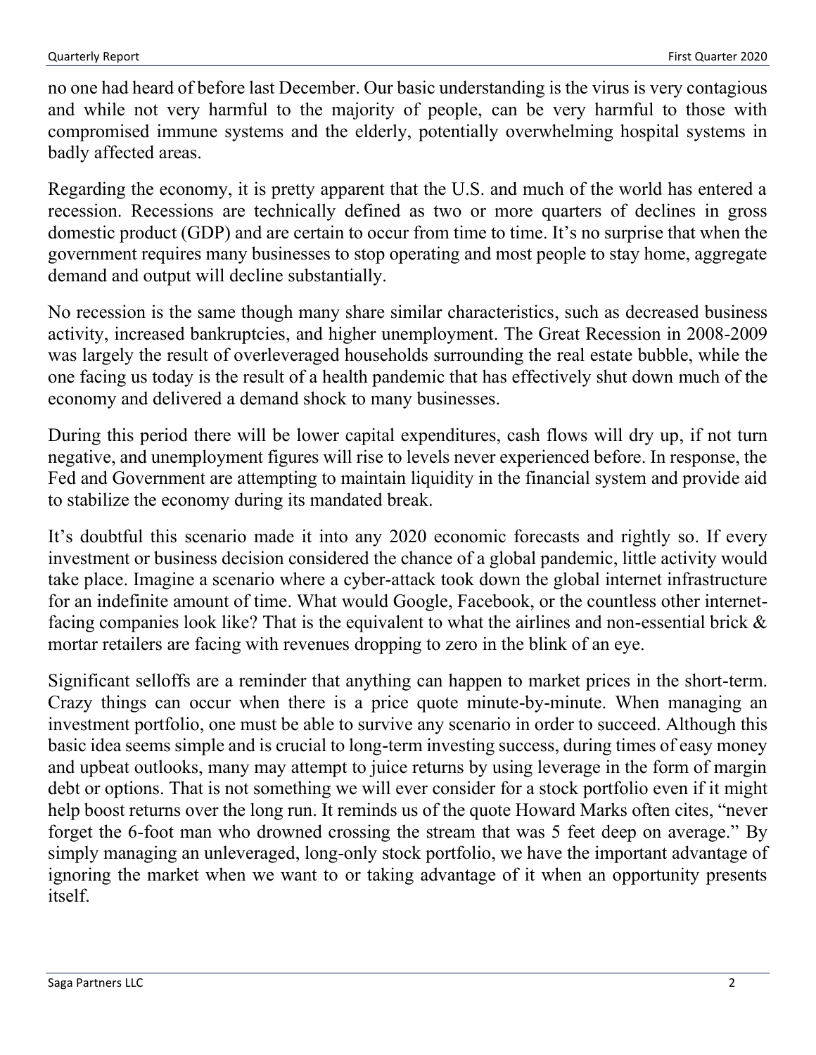no one had heard of before last December. Our basic understanding is the virus is very contagious and while not very harmful to the majority of people, can be very harmful to those with compromised immune systems and the elderly, potentially overwhelming hospital systems in badly affected areas.

Regarding the economy, it is pretty apparent that the U.S. and much of the world has entered a recession. Recessions are technically defined as two or more quarters of declines in gross domestic product (GDP) and are certain to occur from time to time. It's no surprise that when the government requires many businesses to stop operating and most people to stay home, aggregate demand and output will decline substantially.

No recession is the same though many share similar characteristics, such as decreased business activity, increased bankruptcies, and higher unemployment. The Great Recession in 2008-2009 was largely the result of overleveraged households surrounding the real estate bubble, while the one facing us today is the result of a health pandemic that has effectively shut down much of the economy and delivered a demand shock to many businesses.

During this period there will be lower capital expenditures, cash flows will dry up, if not turn negative, and unemployment figures will rise to levels never experienced before. In response, the Fed and Government are attempting to maintain liquidity in the financial system and provide aid to stabilize the economy during its mandated break.

It's doubtful this scenario made it into any 2020 economic forecasts and rightly so. If every investment or business decision considered the chance of a global pandemic, little activity would take place. Imagine a scenario where a cyber-attack took down the global internet infrastructure for an indefinite amount of time. What would Google, Facebook, or the countless other internet-facing companies look like? That is the equivalent to what the airlines and non-essential brick & mortar retailers are facing with revenues dropping to zero in the blink of an eye.

Significant selloffs are a reminder that anything can happen to market prices in the short-term. Crazy things can occur when there is a price quote minute-by-minute. When managing an investment portfolio, one must be able to survive any scenario in order to succeed. Although this basic idea seems simple and is crucial to long-term investing success, during times of easy money and upbeat outlooks, many may attempt to juice returns by using leverage in the form of margin debt or options. That is not something we will ever consider for a stock portfolio even if it might help boost returns over the long run. It reminds us of the quote Howard Marks often cites, "never forget the 6-foot man who drowned crossing the stream that was 5 feet deep on average." By simply managing an unleveraged, long-only stock portfolio, we have the important advantage of ignoring the market when we want to or taking advantage of it when an opportunity presents itself.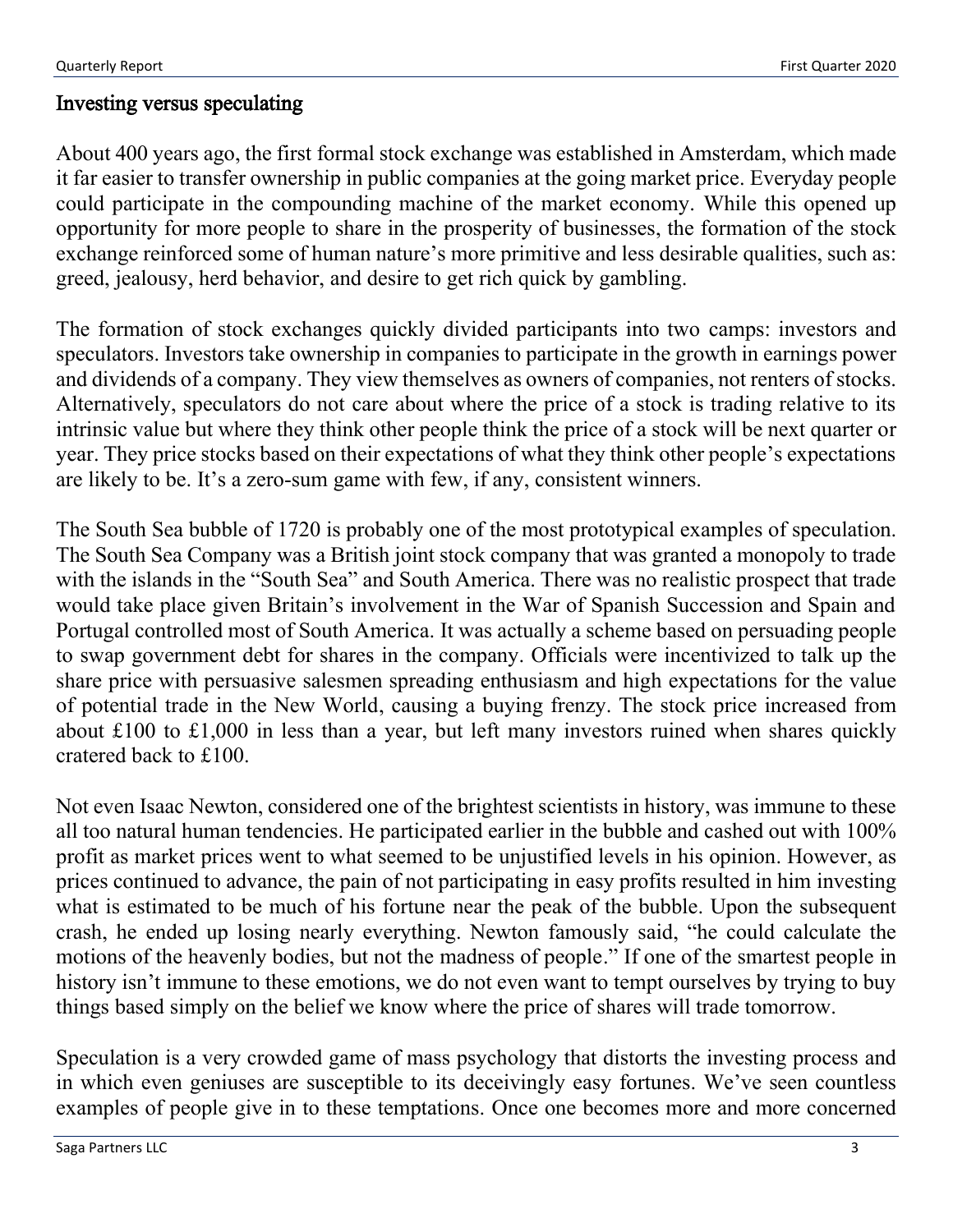## Investing versus speculating

About 400 years ago, the first formal stock exchange was established in Amsterdam, which made it far easier to transfer ownership in public companies at the going market price. Everyday people could participate in the compounding machine of the market economy. While this opened up opportunity for more people to share in the prosperity of businesses, the formation of the stock exchange reinforced some of human nature's more primitive and less desirable qualities, such as: greed, jealousy, herd behavior, and desire to get rich quick by gambling.

The formation of stock exchanges quickly divided participants into two camps: investors and speculators. Investors take ownership in companies to participate in the growth in earnings power and dividends of a company. They view themselves as owners of companies, not renters of stocks. Alternatively, speculators do not care about where the price of a stock is trading relative to its intrinsic value but where they think other people think the price of a stock will be next quarter or year. They price stocks based on their expectations of what they think other people's expectations are likely to be. It's a zero-sum game with few, if any, consistent winners.

The South Sea bubble of 1720 is probably one of the most prototypical examples of speculation. The South Sea Company was a British joint stock company that was granted a monopoly to trade with the islands in the "South Sea" and South America. There was no realistic prospect that trade would take place given Britain's involvement in the War of Spanish Succession and Spain and Portugal controlled most of South America. It was actually a scheme based on persuading people to swap government debt for shares in the company. Officials were incentivized to talk up the share price with persuasive salesmen spreading enthusiasm and high expectations for the value of potential trade in the New World, causing a buying frenzy. The stock price increased from about £100 to £1,000 in less than a year, but left many investors ruined when shares quickly cratered back to £100.

Not even Isaac Newton, considered one of the brightest scientists in history, was immune to these all too natural human tendencies. He participated earlier in the bubble and cashed out with 100% profit as market prices went to what seemed to be unjustified levels in his opinion. However, as prices continued to advance, the pain of not participating in easy profits resulted in him investing what is estimated to be much of his fortune near the peak of the bubble. Upon the subsequent crash, he ended up losing nearly everything. Newton famously said, "he could calculate the motions of the heavenly bodies, but not the madness of people." If one of the smartest people in history isn't immune to these emotions, we do not even want to tempt ourselves by trying to buy things based simply on the belief we know where the price of shares will trade tomorrow.

Speculation is a very crowded game of mass psychology that distorts the investing process and in which even geniuses are susceptible to its deceivingly easy fortunes. We've seen countless examples of people give in to these temptations. Once one becomes more and more concerned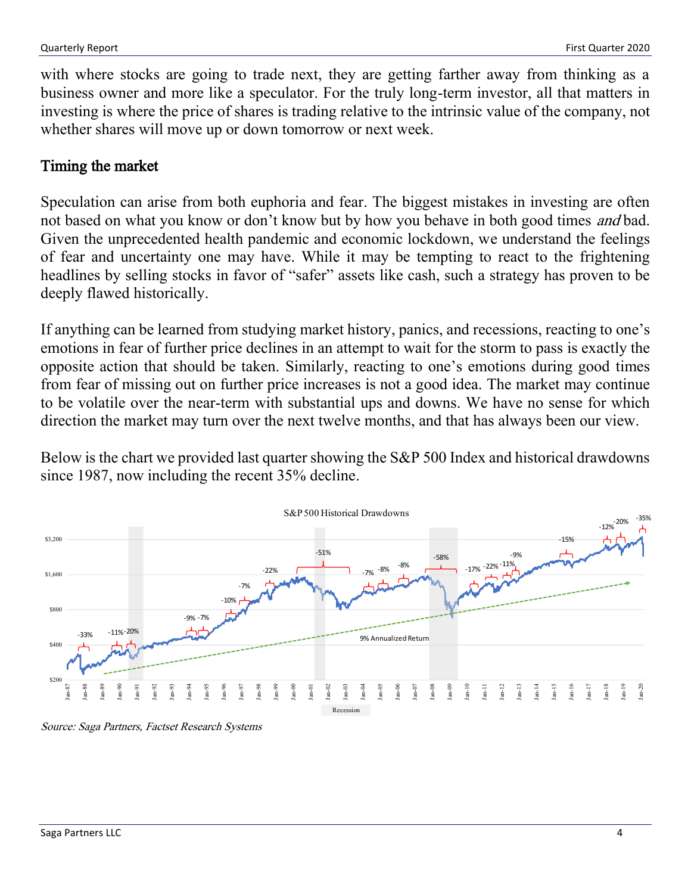with where stocks are going to trade next, they are getting farther away from thinking as a business owner and more like a speculator. For the truly long-term investor, all that matters in investing is where the price of shares is trading relative to the intrinsic value of the company, not whether shares will move up or down tomorrow or next week.

## Timing the market

Speculation can arise from both euphoria and fear. The biggest mistakes in investing are often not based on what you know or don't know but by how you behave in both good times *and* bad. Given the unprecedented health pandemic and economic lockdown, we understand the feelings of fear and uncertainty one may have. While it may be tempting to react to the frightening headlines by selling stocks in favor of "safer" assets like cash, such a strategy has proven to be deeply flawed historically.

If anything can be learned from studying market history, panics, and recessions, reacting to one's emotions in fear of further price declines in an attempt to wait for the storm to pass is exactly the opposite action that should be taken. Similarly, reacting to one's emotions during good times from fear of missing out on further price increases is not a good idea. The market may continue to be volatile over the near-term with substantial ups and downs. We have no sense for which direction the market may turn over the next twelve months, and that has always been our view.

Below is the chart we provided last quarter showing the S&P 500 Index and historical drawdowns since 1987, now including the recent 35% decline.

*Source: Saga Partners, Factset Research Systems*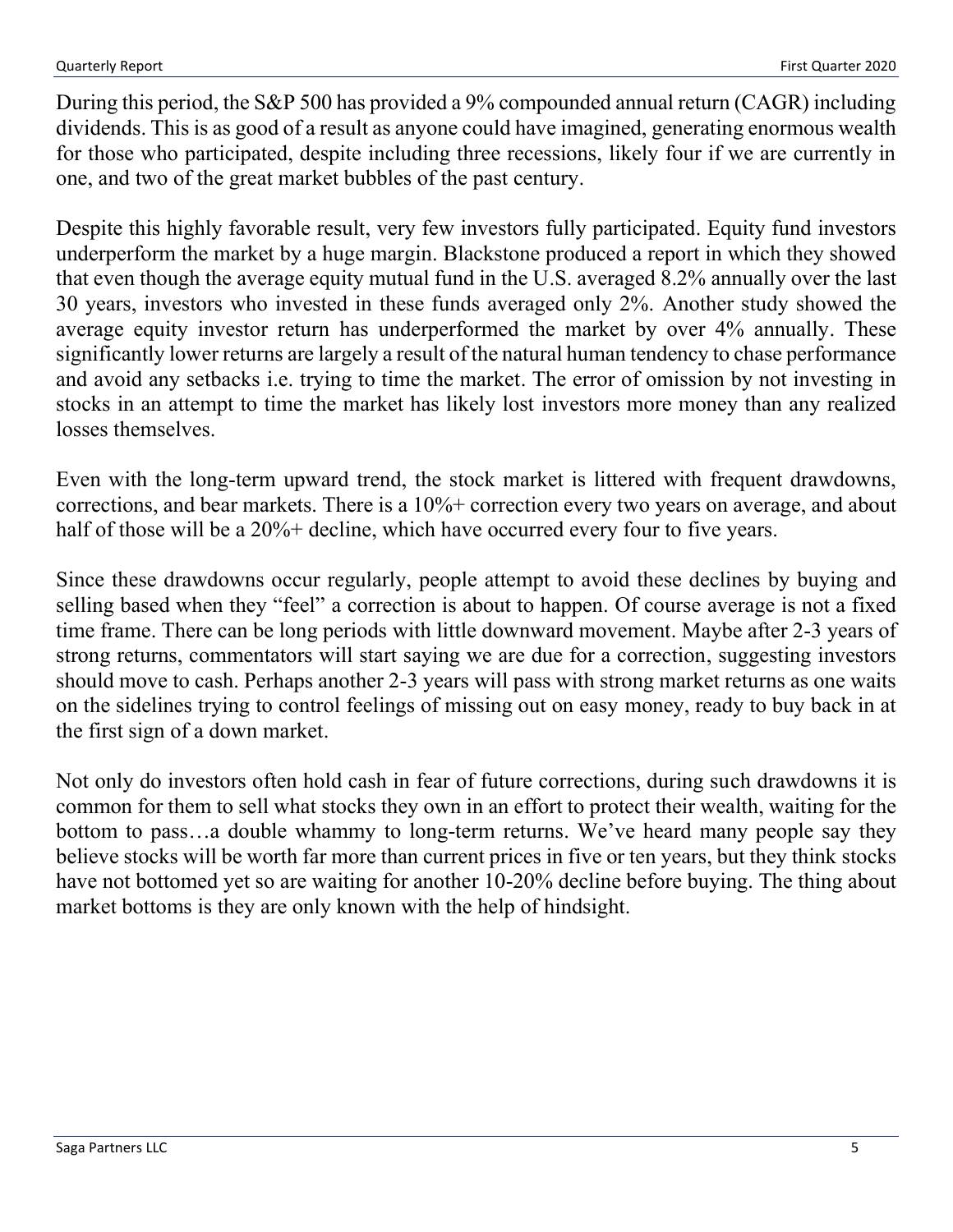During this period, the S&P 500 has provided a 9% compounded annual return (CAGR) including dividends. This is as good of a result as anyone could have imagined, generating enormous wealth for those who participated, despite including three recessions, likely four if we are currently in one, and two of the great market bubbles of the past century.

Despite this highly favorable result, very few investors fully participated. Equity fund investors underperform the market by a huge margin. Blackstone produced a report in which they showed that even though the average equity mutual fund in the U.S. averaged 8.2% annually over the last 30 years, investors who invested in these funds averaged only 2%. Another study showed the average equity investor return has underperformed the market by over 4% annually. These significantly lower returns are largely a result of the natural human tendency to chase performance and avoid any setbacks i.e. trying to time the market. The error of omission by not investing in stocks in an attempt to time the market has likely lost investors more money than any realized losses themselves.

Even with the long-term upward trend, the stock market is littered with frequent drawdowns, corrections, and bear markets. There is a 10%+ correction every two years on average, and about half of those will be a 20%+ decline, which have occurred every four to five years.

Since these drawdowns occur regularly, people attempt to avoid these declines by buying and selling based when they "feel" a correction is about to happen. Of course average is not a fixed time frame. There can be long periods with little downward movement. Maybe after 2-3 years of strong returns, commentators will start saying we are due for a correction, suggesting investors should move to cash. Perhaps another 2-3 years will pass with strong market returns as one waits on the sidelines trying to control feelings of missing out on easy money, ready to buy back in at the first sign of a down market.

Not only do investors often hold cash in fear of future corrections, during such drawdowns it is common for them to sell what stocks they own in an effort to protect their wealth, waiting for the bottom to pass…a double whammy to long-term returns. We've heard many people say they believe stocks will be worth far more than current prices in five or ten years, but they think stocks have not bottomed yet so are waiting for another 10-20% decline before buying. The thing about market bottoms is they are only known with the help of hindsight.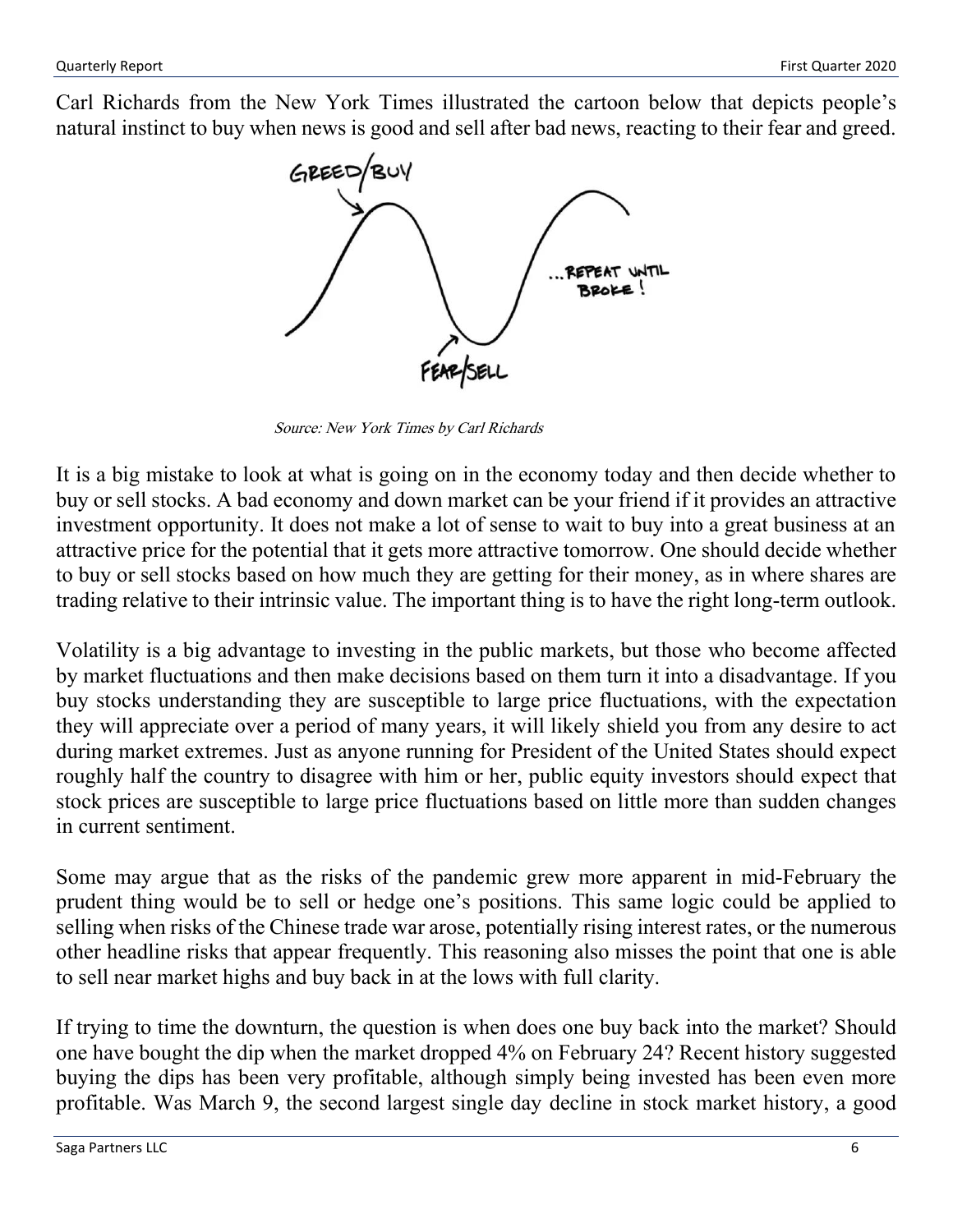Carl Richards from the New York Times illustrated the cartoon below that depicts people's natural instinct to buy when news is good and sell after bad news, reacting to their fear and greed.

*Source: New York Times by Carl Richards*

It is a big mistake to look at what is going on in the economy today and then decide whether to buy or sell stocks. A bad economy and down market can be your friend if it provides an attractive investment opportunity. It does not make a lot of sense to wait to buy into a great business at an attractive price for the potential that it gets more attractive tomorrow. One should decide whether to buy or sell stocks based on how much they are getting for their money, as in where shares are trading relative to their intrinsic value. The important thing is to have the right long-term outlook.

Volatility is a big advantage to investing in the public markets, but those who become affected by market fluctuations and then make decisions based on them turn it into a disadvantage. If you buy stocks understanding they are susceptible to large price fluctuations, with the expectation they will appreciate over a period of many years, it will likely shield you from any desire to act during market extremes. Just as anyone running for President of the United States should expect roughly half the country to disagree with him or her, public equity investors should expect that stock prices are susceptible to large price fluctuations based on little more than sudden changes in current sentiment.

Some may argue that as the risks of the pandemic grew more apparent in mid-February the prudent thing would be to sell or hedge one's positions. This same logic could be applied to selling when risks of the Chinese trade war arose, potentially rising interest rates, or the numerous other headline risks that appear frequently. This reasoning also misses the point that one is able to sell near market highs and buy back in at the lows with full clarity.

If trying to time the downturn, the question is when does one buy back into the market? Should one have bought the dip when the market dropped 4% on February 24? Recent history suggested buying the dips has been very profitable, although simply being invested has been even more profitable. Was March 9, the second largest single day decline in stock market history, a good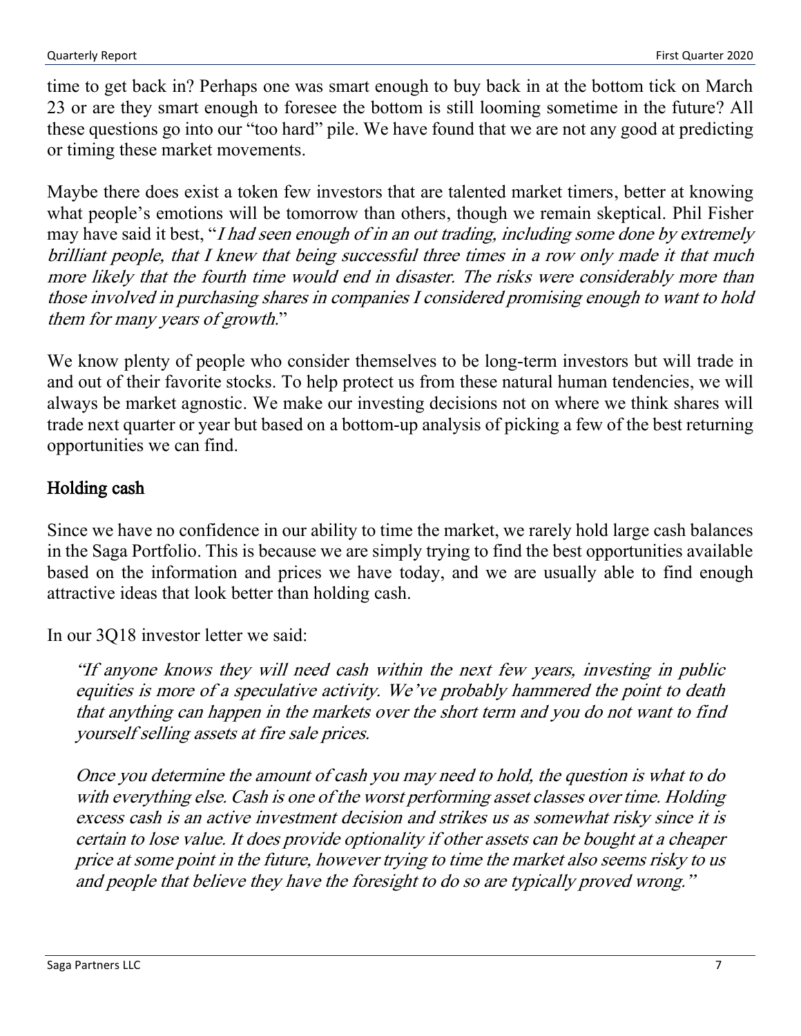time to get back in? Perhaps one was smart enough to buy back in at the bottom tick on March 23 or are they smart enough to foresee the bottom is still looming sometime in the future? All these questions go into our "too hard" pile. We have found that we are not any good at predicting or timing these market movements.

Maybe there does exist a token few investors that are talented market timers, better at knowing what people's emotions will be tomorrow than others, though we remain skeptical. Phil Fisher may have said it best, "*I had seen enough of in an out trading, including some done by extremely brilliant people, that I knew that being successful three times in a row only made it that much more likely that the fourth time would end in disaster. The risks were considerably more than those involved in purchasing shares in companies I considered promising enough to want to hold them for many years of growth*."

We know plenty of people who consider themselves to be long-term investors but will trade in and out of their favorite stocks. To help protect us from these natural human tendencies, we will always be market agnostic. We make our investing decisions not on where we think shares will trade next quarter or year but based on a bottom-up analysis of picking a few of the best returning opportunities we can find.

## Holding cash

Since we have no confidence in our ability to time the market, we rarely hold large cash balances in the Saga Portfolio. This is because we are simply trying to find the best opportunities available based on the information and prices we have today, and we are usually able to find enough attractive ideas that look better than holding cash.

In our 3Q18 investor letter we said:

> *"If anyone knows they will need cash within the next few years, investing in public equities is more of a speculative activity. We've probably hammered the point to death that anything can happen in the markets over the short term and you do not want to find yourself selling assets at fire sale prices.*
>
> *Once you determine the amount of cash you may need to hold, the question is what to do with everything else. Cash is one of the worst performing asset classes over time. Holding excess cash is an active investment decision and strikes us as somewhat risky since it is certain to lose value. It does provide optionality if other assets can be bought at a cheaper price at some point in the future, however trying to time the market also seems risky to us and people that believe they have the foresight to do so are typically proved wrong."*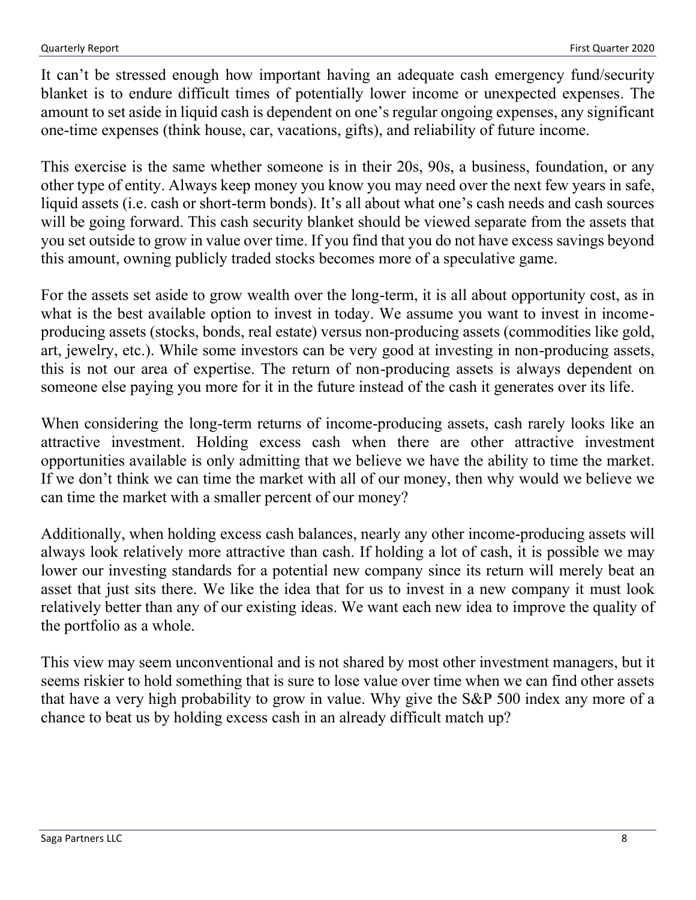It can't be stressed enough how important having an adequate cash emergency fund/security blanket is to endure difficult times of potentially lower income or unexpected expenses. The amount to set aside in liquid cash is dependent on one's regular ongoing expenses, any significant one-time expenses (think house, car, vacations, gifts), and reliability of future income.

This exercise is the same whether someone is in their 20s, 90s, a business, foundation, or any other type of entity. Always keep money you know you may need over the next few years in safe, liquid assets (i.e. cash or short-term bonds). It's all about what one's cash needs and cash sources will be going forward. This cash security blanket should be viewed separate from the assets that you set outside to grow in value over time. If you find that you do not have excess savings beyond this amount, owning publicly traded stocks becomes more of a speculative game.

For the assets set aside to grow wealth over the long-term, it is all about opportunity cost, as in what is the best available option to invest in today. We assume you want to invest in income-producing assets (stocks, bonds, real estate) versus non-producing assets (commodities like gold, art, jewelry, etc.). While some investors can be very good at investing in non-producing assets, this is not our area of expertise. The return of non-producing assets is always dependent on someone else paying you more for it in the future instead of the cash it generates over its life.

When considering the long-term returns of income-producing assets, cash rarely looks like an attractive investment. Holding excess cash when there are other attractive investment opportunities available is only admitting that we believe we have the ability to time the market. If we don't think we can time the market with all of our money, then why would we believe we can time the market with a smaller percent of our money?

Additionally, when holding excess cash balances, nearly any other income-producing assets will always look relatively more attractive than cash. If holding a lot of cash, it is possible we may lower our investing standards for a potential new company since its return will merely beat an asset that just sits there. We like the idea that for us to invest in a new company it must look relatively better than any of our existing ideas. We want each new idea to improve the quality of the portfolio as a whole.

This view may seem unconventional and is not shared by most other investment managers, but it seems riskier to hold something that is sure to lose value over time when we can find other assets that have a very high probability to grow in value. Why give the S&P 500 index any more of a chance to beat us by holding excess cash in an already difficult match up?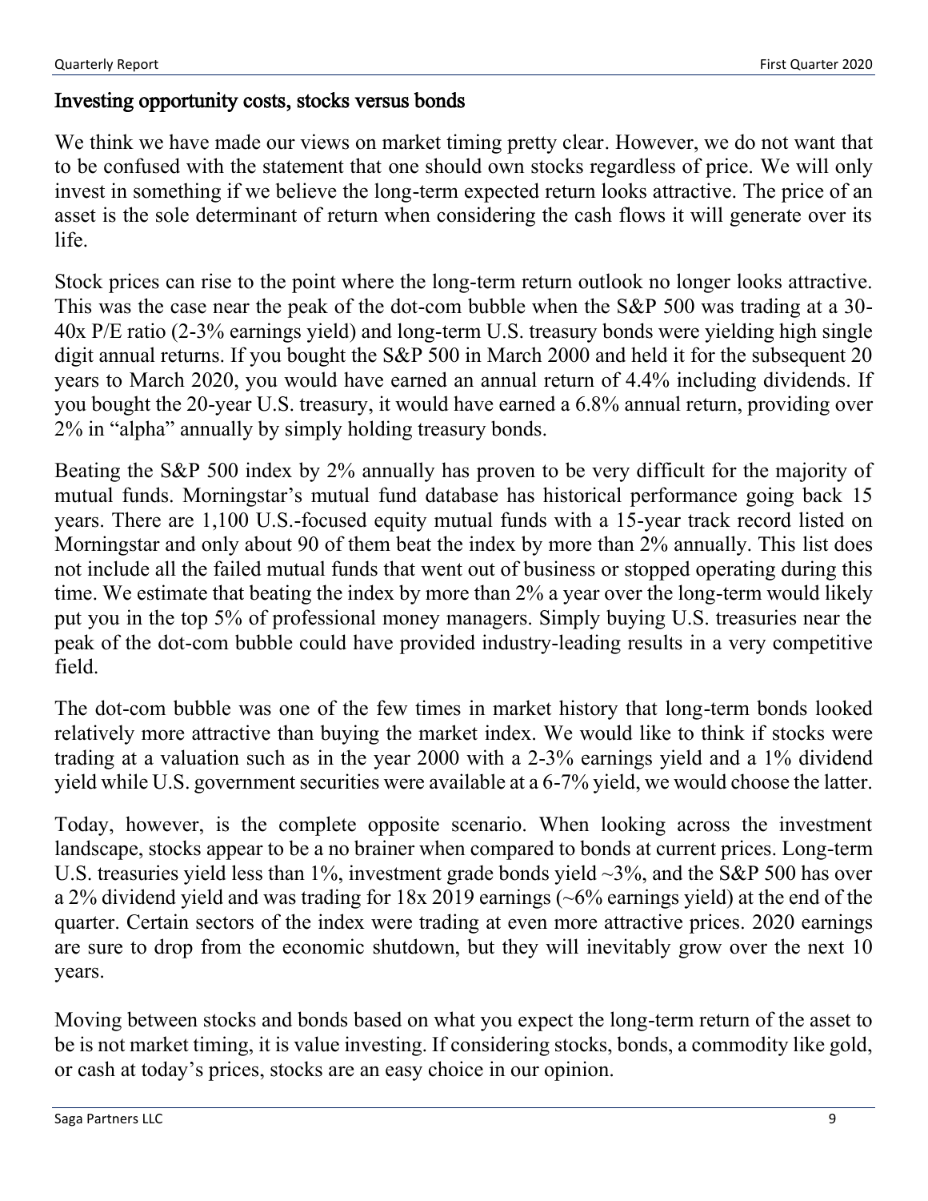## Investing opportunity costs, stocks versus bonds

We think we have made our views on market timing pretty clear. However, we do not want that to be confused with the statement that one should own stocks regardless of price. We will only invest in something if we believe the long-term expected return looks attractive. The price of an asset is the sole determinant of return when considering the cash flows it will generate over its life.

Stock prices can rise to the point where the long-term return outlook no longer looks attractive. This was the case near the peak of the dot-com bubble when the S&P 500 was trading at a 30-40x P/E ratio (2-3% earnings yield) and long-term U.S. treasury bonds were yielding high single digit annual returns. If you bought the S&P 500 in March 2000 and held it for the subsequent 20 years to March 2020, you would have earned an annual return of 4.4% including dividends. If you bought the 20-year U.S. treasury, it would have earned a 6.8% annual return, providing over 2% in "alpha" annually by simply holding treasury bonds.

Beating the S&P 500 index by 2% annually has proven to be very difficult for the majority of mutual funds. Morningstar's mutual fund database has historical performance going back 15 years. There are 1,100 U.S.-focused equity mutual funds with a 15-year track record listed on Morningstar and only about 90 of them beat the index by more than 2% annually. This list does not include all the failed mutual funds that went out of business or stopped operating during this time. We estimate that beating the index by more than 2% a year over the long-term would likely put you in the top 5% of professional money managers. Simply buying U.S. treasuries near the peak of the dot-com bubble could have provided industry-leading results in a very competitive field.

The dot-com bubble was one of the few times in market history that long-term bonds looked relatively more attractive than buying the market index. We would like to think if stocks were trading at a valuation such as in the year 2000 with a 2-3% earnings yield and a 1% dividend yield while U.S. government securities were available at a 6-7% yield, we would choose the latter.

Today, however, is the complete opposite scenario. When looking across the investment landscape, stocks appear to be a no brainer when compared to bonds at current prices. Long-term U.S. treasuries yield less than 1%, investment grade bonds yield ~3%, and the S&P 500 has over a 2% dividend yield and was trading for 18x 2019 earnings (~6% earnings yield) at the end of the quarter. Certain sectors of the index were trading at even more attractive prices. 2020 earnings are sure to drop from the economic shutdown, but they will inevitably grow over the next 10 years.

Moving between stocks and bonds based on what you expect the long-term return of the asset to be is not market timing, it is value investing. If considering stocks, bonds, a commodity like gold, or cash at today's prices, stocks are an easy choice in our opinion.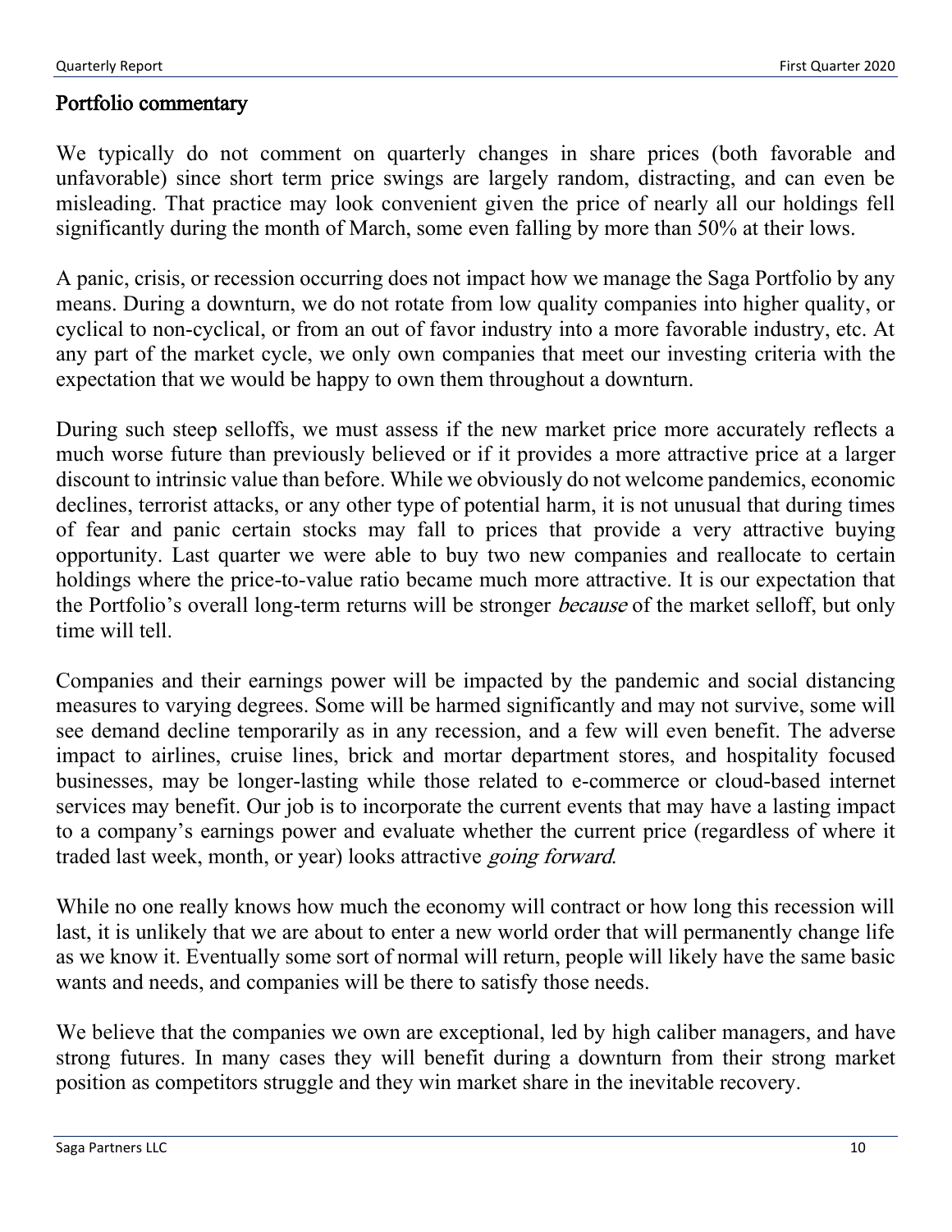## Portfolio commentary

We typically do not comment on quarterly changes in share prices (both favorable and unfavorable) since short term price swings are largely random, distracting, and can even be misleading. That practice may look convenient given the price of nearly all our holdings fell significantly during the month of March, some even falling by more than 50% at their lows.

A panic, crisis, or recession occurring does not impact how we manage the Saga Portfolio by any means. During a downturn, we do not rotate from low quality companies into higher quality, or cyclical to non-cyclical, or from an out of favor industry into a more favorable industry, etc. At any part of the market cycle, we only own companies that meet our investing criteria with the expectation that we would be happy to own them throughout a downturn.

During such steep selloffs, we must assess if the new market price more accurately reflects a much worse future than previously believed or if it provides a more attractive price at a larger discount to intrinsic value than before. While we obviously do not welcome pandemics, economic declines, terrorist attacks, or any other type of potential harm, it is not unusual that during times of fear and panic certain stocks may fall to prices that provide a very attractive buying opportunity. Last quarter we were able to buy two new companies and reallocate to certain holdings where the price-to-value ratio became much more attractive. It is our expectation that the Portfolio's overall long-term returns will be stronger *because* of the market selloff, but only time will tell.

Companies and their earnings power will be impacted by the pandemic and social distancing measures to varying degrees. Some will be harmed significantly and may not survive, some will see demand decline temporarily as in any recession, and a few will even benefit. The adverse impact to airlines, cruise lines, brick and mortar department stores, and hospitality focused businesses, may be longer-lasting while those related to e-commerce or cloud-based internet services may benefit. Our job is to incorporate the current events that may have a lasting impact to a company's earnings power and evaluate whether the current price (regardless of where it traded last week, month, or year) looks attractive *going forward*.

While no one really knows how much the economy will contract or how long this recession will last, it is unlikely that we are about to enter a new world order that will permanently change life as we know it. Eventually some sort of normal will return, people will likely have the same basic wants and needs, and companies will be there to satisfy those needs.

We believe that the companies we own are exceptional, led by high caliber managers, and have strong futures. In many cases they will benefit during a downturn from their strong market position as competitors struggle and they win market share in the inevitable recovery.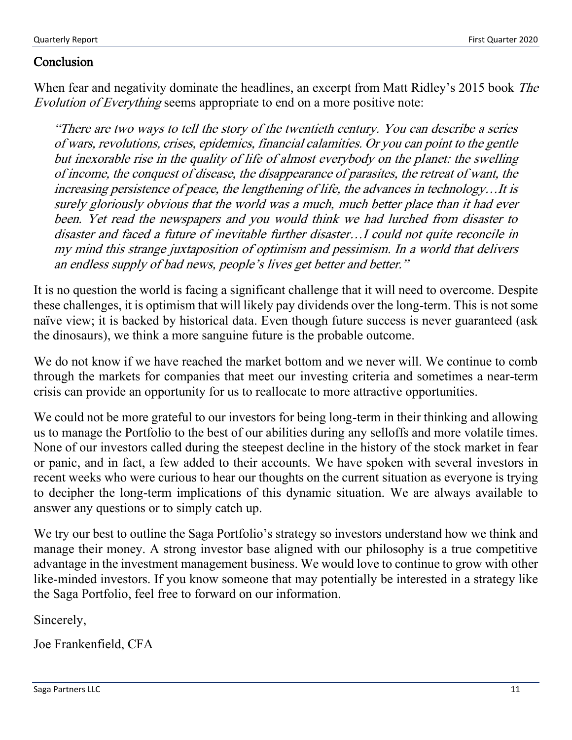## Conclusion

When fear and negativity dominate the headlines, an excerpt from Matt Ridley's 2015 book *The Evolution of Everything* seems appropriate to end on a more positive note:

> *"There are two ways to tell the story of the twentieth century. You can describe a series of wars, revolutions, crises, epidemics, financial calamities. Or you can point to the gentle but inexorable rise in the quality of life of almost everybody on the planet: the swelling of income, the conquest of disease, the disappearance of parasites, the retreat of want, the increasing persistence of peace, the lengthening of life, the advances in technology…It is surely gloriously obvious that the world was a much, much better place than it had ever been. Yet read the newspapers and you would think we had lurched from disaster to disaster and faced a future of inevitable further disaster…I could not quite reconcile in my mind this strange juxtaposition of optimism and pessimism. In a world that delivers an endless supply of bad news, people's lives get better and better."*

It is no question the world is facing a significant challenge that it will need to overcome. Despite these challenges, it is optimism that will likely pay dividends over the long-term. This is not some naïve view; it is backed by historical data. Even though future success is never guaranteed (ask the dinosaurs), we think a more sanguine future is the probable outcome.

We do not know if we have reached the market bottom and we never will. We continue to comb through the markets for companies that meet our investing criteria and sometimes a near-term crisis can provide an opportunity for us to reallocate to more attractive opportunities.

We could not be more grateful to our investors for being long-term in their thinking and allowing us to manage the Portfolio to the best of our abilities during any selloffs and more volatile times. None of our investors called during the steepest decline in the history of the stock market in fear or panic, and in fact, a few added to their accounts. We have spoken with several investors in recent weeks who were curious to hear our thoughts on the current situation as everyone is trying to decipher the long-term implications of this dynamic situation. We are always available to answer any questions or to simply catch up.

We try our best to outline the Saga Portfolio's strategy so investors understand how we think and manage their money. A strong investor base aligned with our philosophy is a true competitive advantage in the investment management business. We would love to continue to grow with other like-minded investors. If you know someone that may potentially be interested in a strategy like the Saga Portfolio, feel free to forward on our information.

Sincerely,

Joe Frankenfield, CFA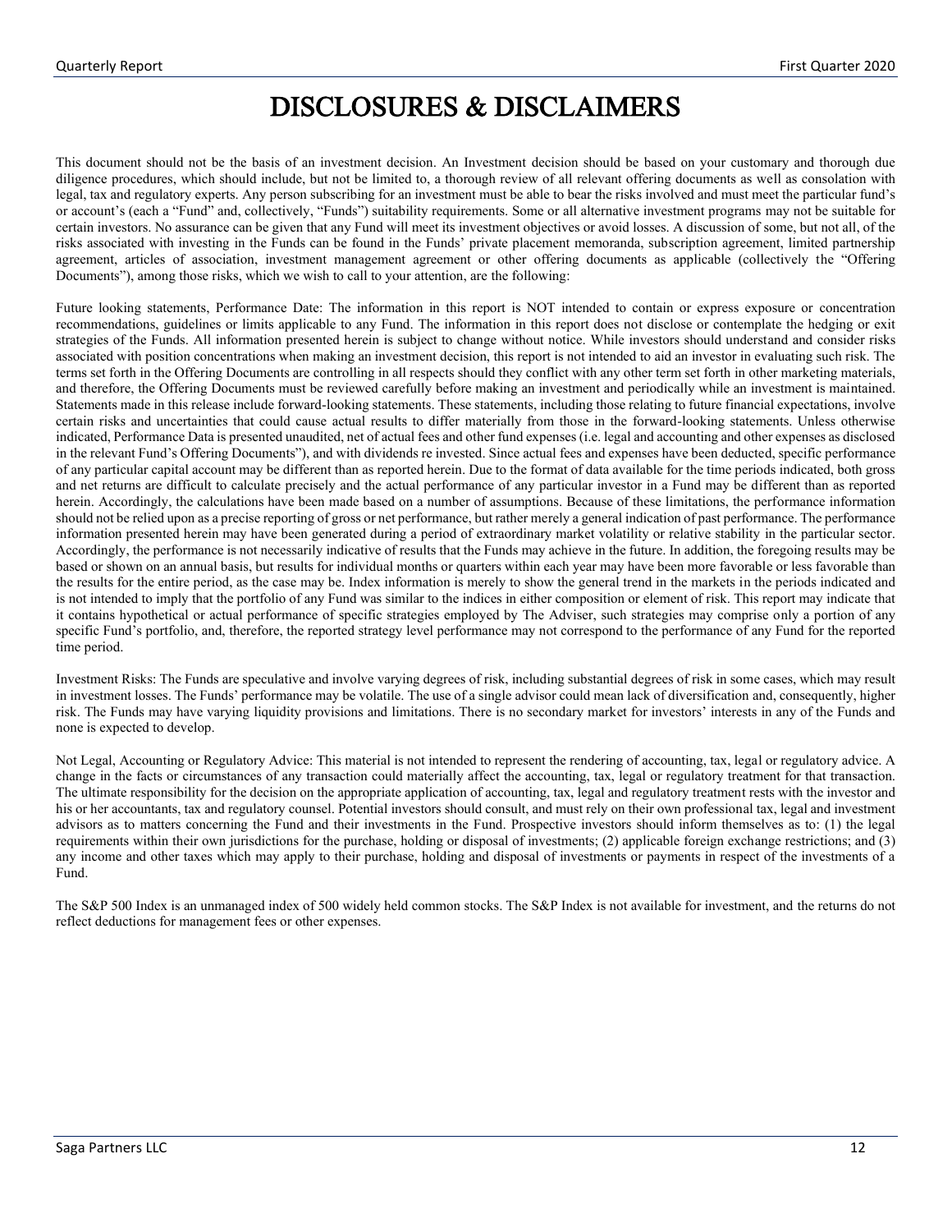# DISCLOSURES & DISCLAIMERS

This document should not be the basis of an investment decision. An Investment decision should be based on your customary and thorough due diligence procedures, which should include, but not be limited to, a thorough review of all relevant offering documents as well as consolation with legal, tax and regulatory experts. Any person subscribing for an investment must be able to bear the risks involved and must meet the particular fund's or account's (each a "Fund" and, collectively, "Funds") suitability requirements. Some or all alternative investment programs may not be suitable for certain investors. No assurance can be given that any Fund will meet its investment objectives or avoid losses. A discussion of some, but not all, of the risks associated with investing in the Funds can be found in the Funds' private placement memoranda, subscription agreement, limited partnership agreement, articles of association, investment management agreement or other offering documents as applicable (collectively the "Offering Documents"), among those risks, which we wish to call to your attention, are the following:

Future looking statements, Performance Date: The information in this report is NOT intended to contain or express exposure or concentration recommendations, guidelines or limits applicable to any Fund. The information in this report does not disclose or contemplate the hedging or exit strategies of the Funds. All information presented herein is subject to change without notice. While investors should understand and consider risks associated with position concentrations when making an investment decision, this report is not intended to aid an investor in evaluating such risk. The terms set forth in the Offering Documents are controlling in all respects should they conflict with any other term set forth in other marketing materials, and therefore, the Offering Documents must be reviewed carefully before making an investment and periodically while an investment is maintained. Statements made in this release include forward-looking statements. These statements, including those relating to future financial expectations, involve certain risks and uncertainties that could cause actual results to differ materially from those in the forward-looking statements. Unless otherwise indicated, Performance Data is presented unaudited, net of actual fees and other fund expenses (i.e. legal and accounting and other expenses as disclosed in the relevant Fund's Offering Documents"), and with dividends re invested. Since actual fees and expenses have been deducted, specific performance of any particular capital account may be different than as reported herein. Due to the format of data available for the time periods indicated, both gross and net returns are difficult to calculate precisely and the actual performance of any particular investor in a Fund may be different than as reported herein. Accordingly, the calculations have been made based on a number of assumptions. Because of these limitations, the performance information should not be relied upon as a precise reporting of gross or net performance, but rather merely a general indication of past performance. The performance information presented herein may have been generated during a period of extraordinary market volatility or relative stability in the particular sector. Accordingly, the performance is not necessarily indicative of results that the Funds may achieve in the future. In addition, the foregoing results may be based or shown on an annual basis, but results for individual months or quarters within each year may have been more favorable or less favorable than the results for the entire period, as the case may be. Index information is merely to show the general trend in the markets in the periods indicated and is not intended to imply that the portfolio of any Fund was similar to the indices in either composition or element of risk. This report may indicate that it contains hypothetical or actual performance of specific strategies employed by The Adviser, such strategies may comprise only a portion of any specific Fund's portfolio, and, therefore, the reported strategy level performance may not correspond to the performance of any Fund for the reported time period.

Investment Risks: The Funds are speculative and involve varying degrees of risk, including substantial degrees of risk in some cases, which may result in investment losses. The Funds' performance may be volatile. The use of a single advisor could mean lack of diversification and, consequently, higher risk. The Funds may have varying liquidity provisions and limitations. There is no secondary market for investors' interests in any of the Funds and none is expected to develop.

Not Legal, Accounting or Regulatory Advice: This material is not intended to represent the rendering of accounting, tax, legal or regulatory advice. A change in the facts or circumstances of any transaction could materially affect the accounting, tax, legal or regulatory treatment for that transaction. The ultimate responsibility for the decision on the appropriate application of accounting, tax, legal and regulatory treatment rests with the investor and his or her accountants, tax and regulatory counsel. Potential investors should consult, and must rely on their own professional tax, legal and investment advisors as to matters concerning the Fund and their investments in the Fund. Prospective investors should inform themselves as to: (1) the legal requirements within their own jurisdictions for the purchase, holding or disposal of investments; (2) applicable foreign exchange restrictions; and (3) any income and other taxes which may apply to their purchase, holding and disposal of investments or payments in respect of the investments of a Fund.

The S&P 500 Index is an unmanaged index of 500 widely held common stocks. The S&P Index is not available for investment, and the returns do not reflect deductions for management fees or other expenses.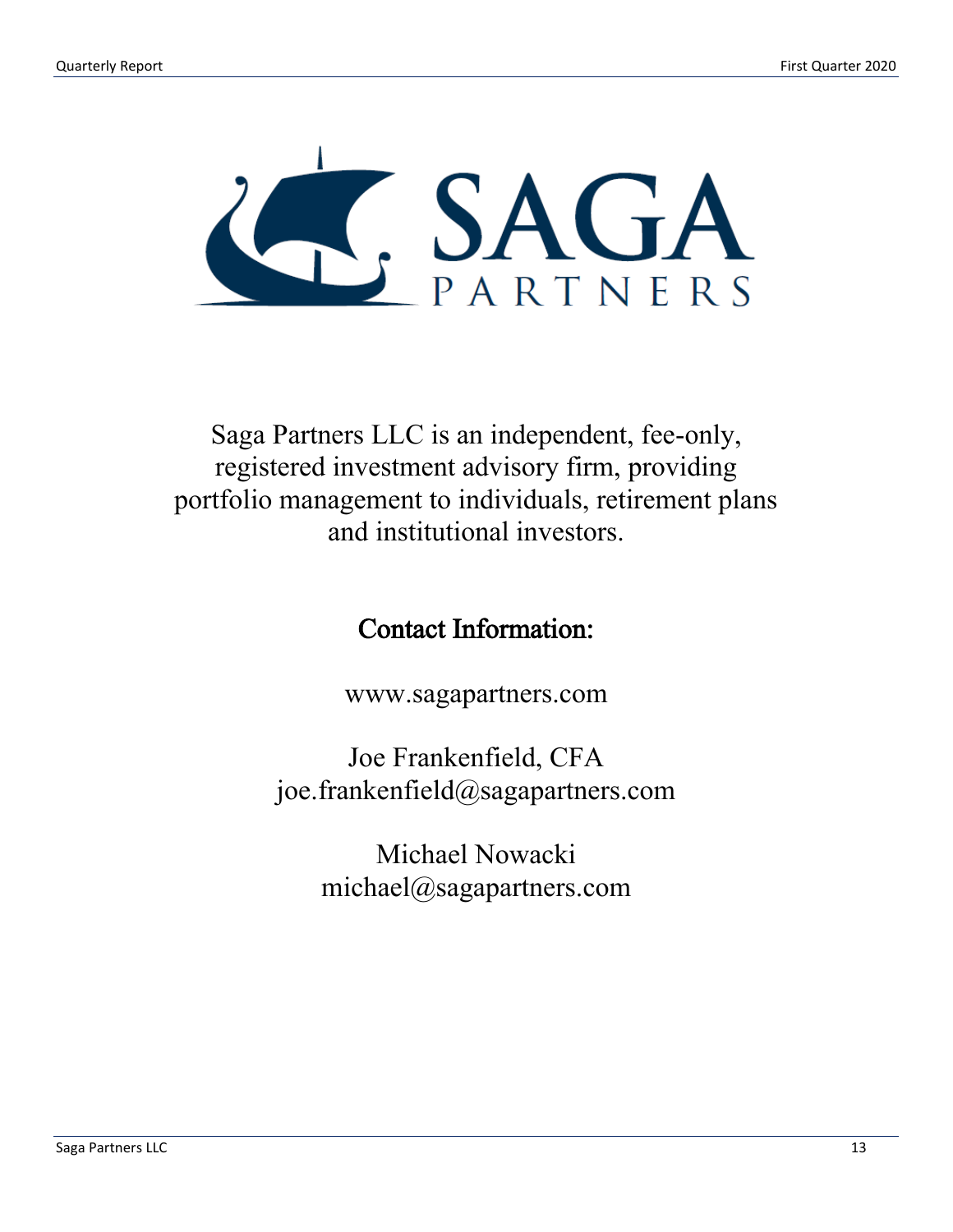Saga Partners LLC is an independent, fee-only, registered investment advisory firm, providing portfolio management to individuals, retirement plans and institutional investors.

## Contact Information:

www.sagapartners.com

Joe Frankenfield, CFA
joe.frankenfield@sagapartners.com

Michael Nowacki
michael@sagapartners.com